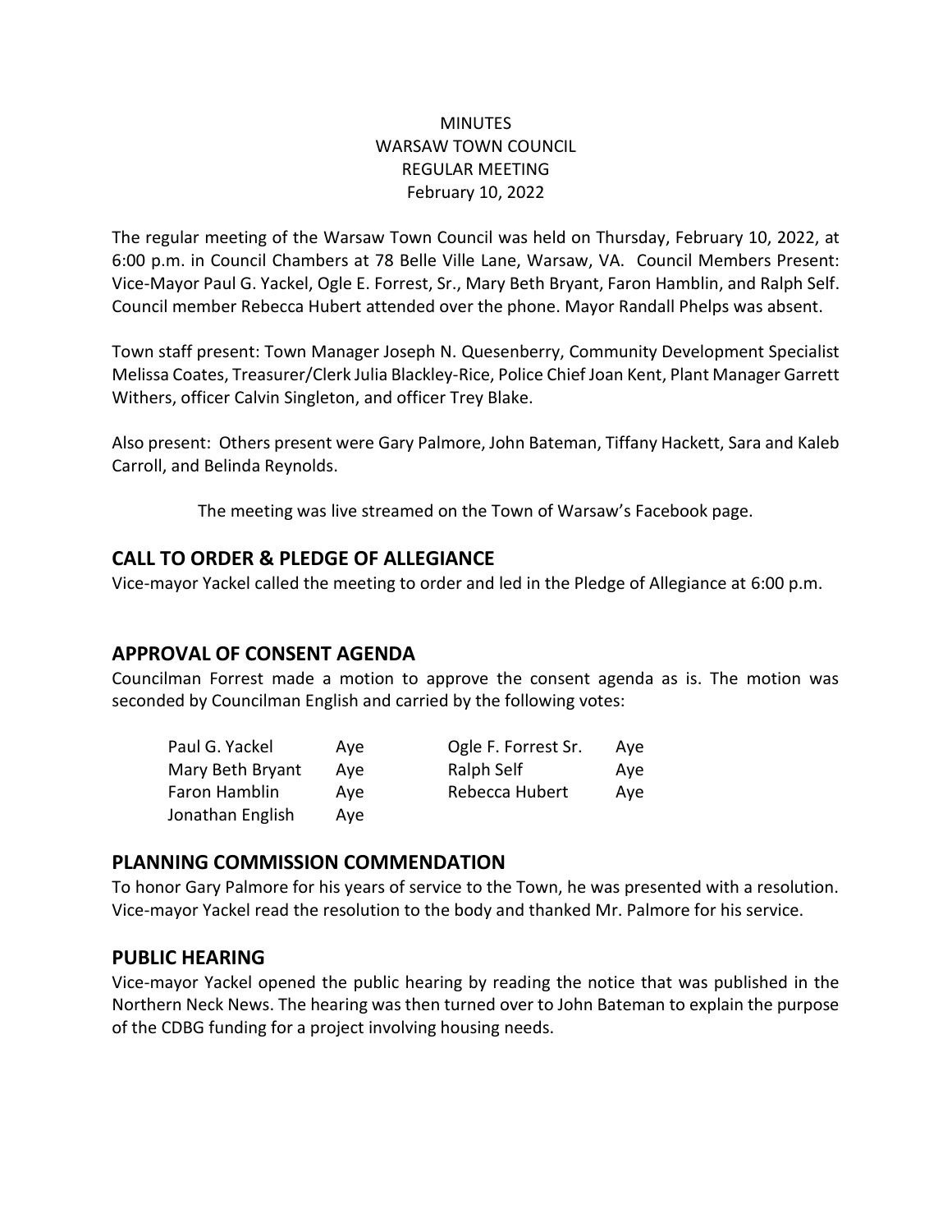MINUTES
WARSAW TOWN COUNCIL
REGULAR MEETING
February 10, 2022

The regular meeting of the Warsaw Town Council was held on Thursday, February 10, 2022, at 6:00 p.m. in Council Chambers at 78 Belle Ville Lane, Warsaw, VA. Council Members Present: Vice-Mayor Paul G. Yackel, Ogle E. Forrest, Sr., Mary Beth Bryant, Faron Hamblin, and Ralph Self. Council member Rebecca Hubert attended over the phone. Mayor Randall Phelps was absent.

Town staff present: Town Manager Joseph N. Quesenberry, Community Development Specialist Melissa Coates, Treasurer/Clerk Julia Blackley-Rice, Police Chief Joan Kent, Plant Manager Garrett Withers, officer Calvin Singleton, and officer Trey Blake.

Also present: Others present were Gary Palmore, John Bateman, Tiffany Hackett, Sara and Kaleb Carroll, and Belinda Reynolds.

The meeting was live streamed on the Town of Warsaw's Facebook page.

## CALL TO ORDER & PLEDGE OF ALLEGIANCE

Vice-mayor Yackel called the meeting to order and led in the Pledge of Allegiance at 6:00 p.m.

## APPROVAL OF CONSENT AGENDA

Councilman Forrest made a motion to approve the consent agenda as is. The motion was seconded by Councilman English and carried by the following votes:

| | | | |
|---|---|---|---|
| Paul G. Yackel | Aye | Ogle F. Forrest Sr. | Aye |
| Mary Beth Bryant | Aye | Ralph Self | Aye |
| Faron Hamblin | Aye | Rebecca Hubert | Aye |
| Jonathan English | Aye | | |

## PLANNING COMMISSION COMMENDATION

To honor Gary Palmore for his years of service to the Town, he was presented with a resolution. Vice-mayor Yackel read the resolution to the body and thanked Mr. Palmore for his service.

## PUBLIC HEARING

Vice-mayor Yackel opened the public hearing by reading the notice that was published in the Northern Neck News. The hearing was then turned over to John Bateman to explain the purpose of the CDBG funding for a project involving housing needs.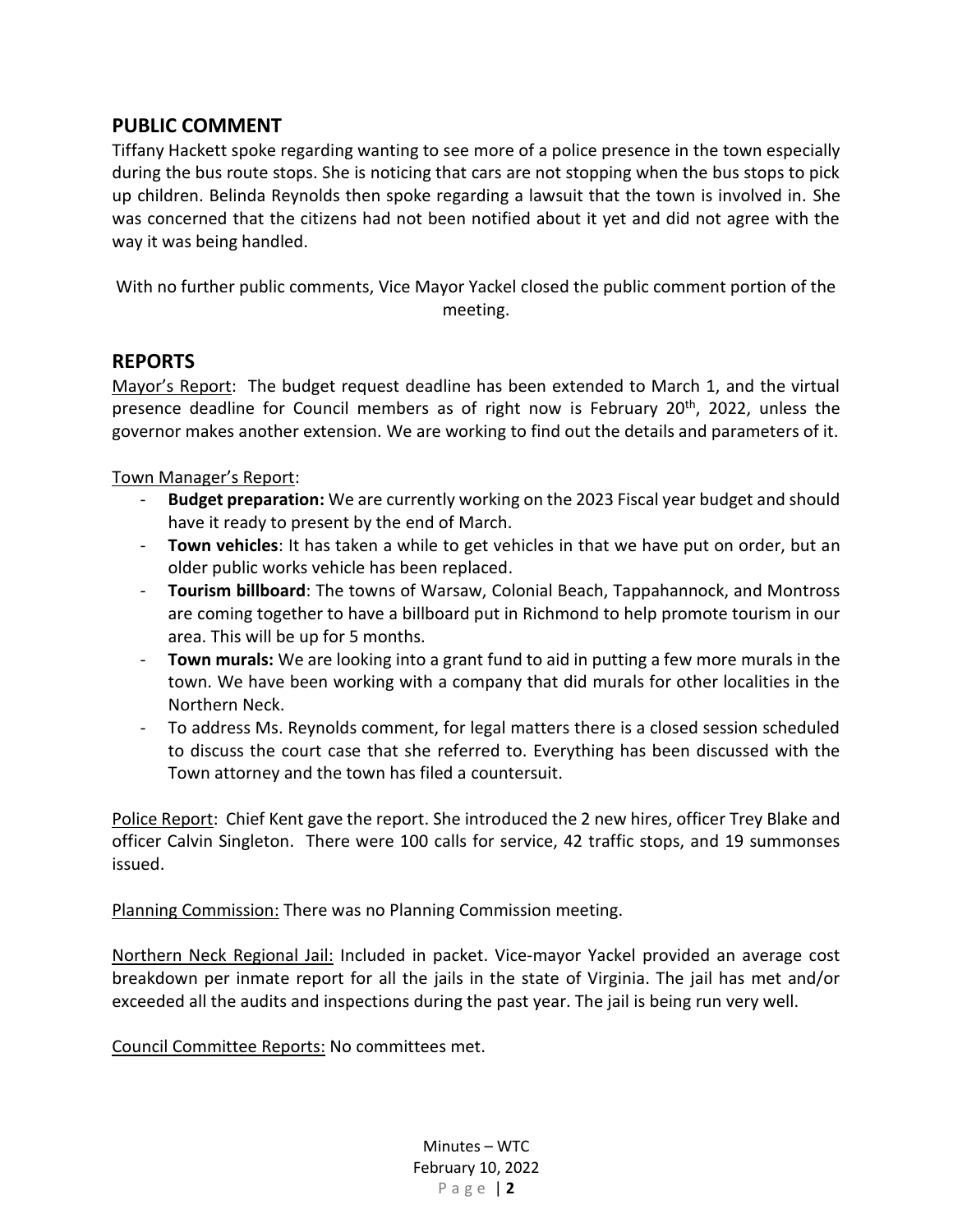## PUBLIC COMMENT

Tiffany Hackett spoke regarding wanting to see more of a police presence in the town especially during the bus route stops. She is noticing that cars are not stopping when the bus stops to pick up children. Belinda Reynolds then spoke regarding a lawsuit that the town is involved in. She was concerned that the citizens had not been notified about it yet and did not agree with the way it was being handled.

With no further public comments, Vice Mayor Yackel closed the public comment portion of the meeting.

## REPORTS

Mayor's Report: The budget request deadline has been extended to March 1, and the virtual presence deadline for Council members as of right now is February 20th, 2022, unless the governor makes another extension. We are working to find out the details and parameters of it.

Town Manager's Report:

- **Budget preparation:** We are currently working on the 2023 Fiscal year budget and should have it ready to present by the end of March.
- **Town vehicles**: It has taken a while to get vehicles in that we have put on order, but an older public works vehicle has been replaced.
- **Tourism billboard**: The towns of Warsaw, Colonial Beach, Tappahannock, and Montross are coming together to have a billboard put in Richmond to help promote tourism in our area. This will be up for 5 months.
- **Town murals:** We are looking into a grant fund to aid in putting a few more murals in the town. We have been working with a company that did murals for other localities in the Northern Neck.
- To address Ms. Reynolds comment, for legal matters there is a closed session scheduled to discuss the court case that she referred to. Everything has been discussed with the Town attorney and the town has filed a countersuit.

Police Report: Chief Kent gave the report. She introduced the 2 new hires, officer Trey Blake and officer Calvin Singleton. There were 100 calls for service, 42 traffic stops, and 19 summonses issued.

Planning Commission: There was no Planning Commission meeting.

Northern Neck Regional Jail: Included in packet. Vice-mayor Yackel provided an average cost breakdown per inmate report for all the jails in the state of Virginia. The jail has met and/or exceeded all the audits and inspections during the past year. The jail is being run very well.

Council Committee Reports: No committees met.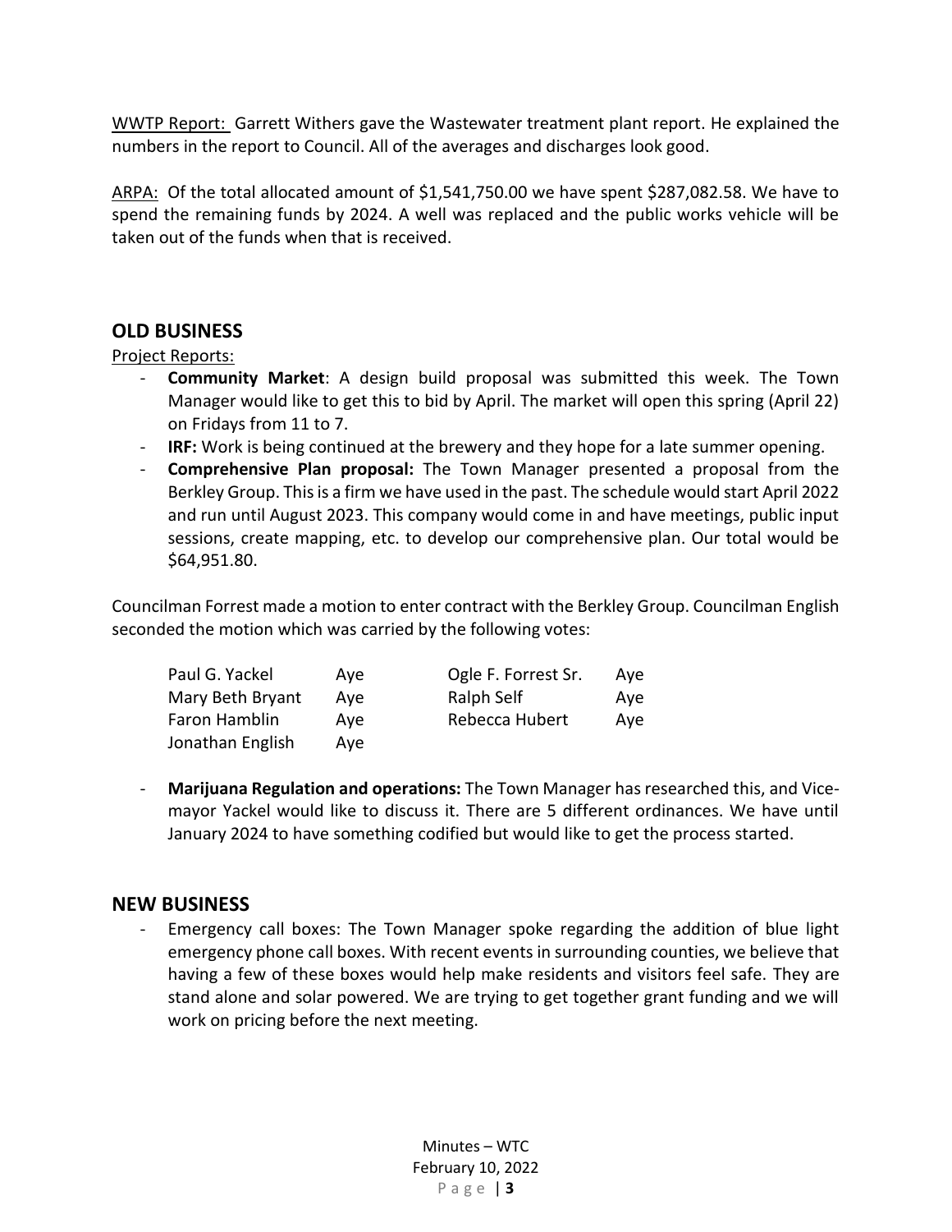WWTP Report: Garrett Withers gave the Wastewater treatment plant report. He explained the numbers in the report to Council. All of the averages and discharges look good.

ARPA: Of the total allocated amount of $1,541,750.00 we have spent $287,082.58. We have to spend the remaining funds by 2024. A well was replaced and the public works vehicle will be taken out of the funds when that is received.

## OLD BUSINESS

Project Reports:

- **Community Market**: A design build proposal was submitted this week. The Town Manager would like to get this to bid by April. The market will open this spring (April 22) on Fridays from 11 to 7.
- **IRF:** Work is being continued at the brewery and they hope for a late summer opening.
- **Comprehensive Plan proposal:** The Town Manager presented a proposal from the Berkley Group. This is a firm we have used in the past. The schedule would start April 2022 and run until August 2023. This company would come in and have meetings, public input sessions, create mapping, etc. to develop our comprehensive plan. Our total would be $64,951.80.

Councilman Forrest made a motion to enter contract with the Berkley Group. Councilman English seconded the motion which was carried by the following votes:

| | | | |
|---|---|---|---|
| Paul G. Yackel | Aye | Ogle F. Forrest Sr. | Aye |
| Mary Beth Bryant | Aye | Ralph Self | Aye |
| Faron Hamblin | Aye | Rebecca Hubert | Aye |
| Jonathan English | Aye | | |

- **Marijuana Regulation and operations:** The Town Manager has researched this, and Vice-mayor Yackel would like to discuss it. There are 5 different ordinances. We have until January 2024 to have something codified but would like to get the process started.

## NEW BUSINESS

- Emergency call boxes: The Town Manager spoke regarding the addition of blue light emergency phone call boxes. With recent events in surrounding counties, we believe that having a few of these boxes would help make residents and visitors feel safe. They are stand alone and solar powered. We are trying to get together grant funding and we will work on pricing before the next meeting.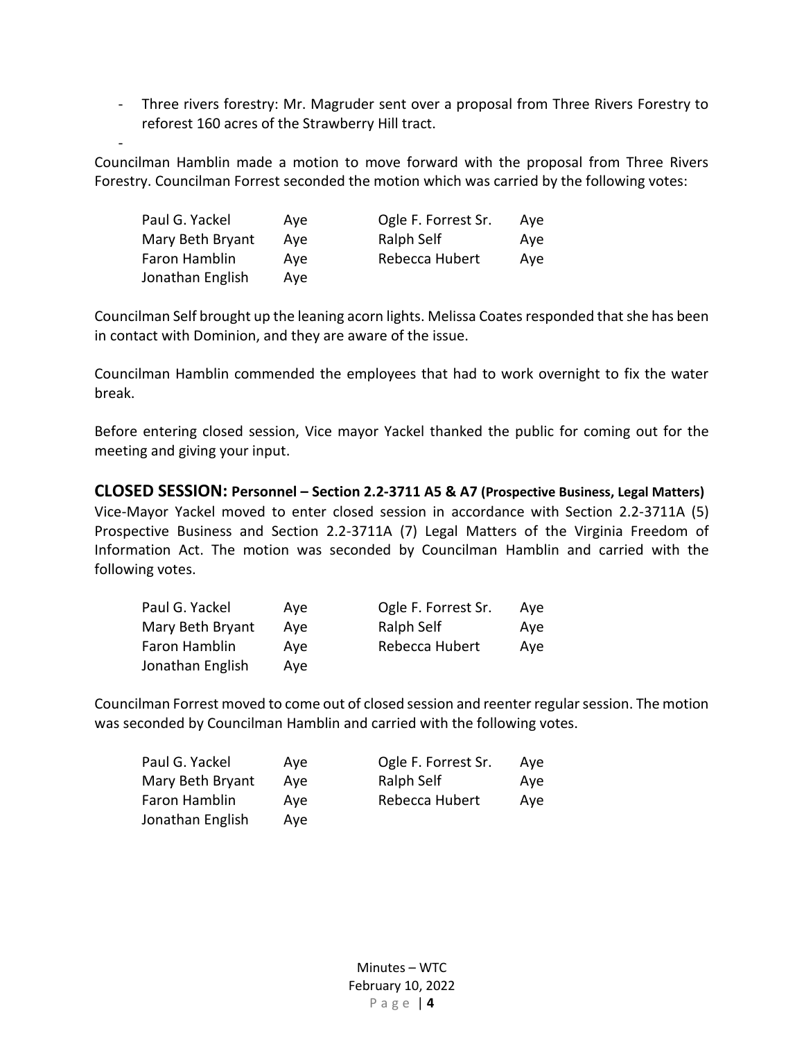- Three rivers forestry: Mr. Magruder sent over a proposal from Three Rivers Forestry to reforest 160 acres of the Strawberry Hill tract.
-

Councilman Hamblin made a motion to move forward with the proposal from Three Rivers Forestry. Councilman Forrest seconded the motion which was carried by the following votes:

| | | | |
|---|---|---|---|
| Paul G. Yackel | Aye | Ogle F. Forrest Sr. | Aye |
| Mary Beth Bryant | Aye | Ralph Self | Aye |
| Faron Hamblin | Aye | Rebecca Hubert | Aye |
| Jonathan English | Aye | | |

Councilman Self brought up the leaning acorn lights. Melissa Coates responded that she has been in contact with Dominion, and they are aware of the issue.

Councilman Hamblin commended the employees that had to work overnight to fix the water break.

Before entering closed session, Vice mayor Yackel thanked the public for coming out for the meeting and giving your input.

## CLOSED SESSION: Personnel – Section 2.2-3711 A5 & A7 (Prospective Business, Legal Matters)

Vice-Mayor Yackel moved to enter closed session in accordance with Section 2.2-3711A (5) Prospective Business and Section 2.2-3711A (7) Legal Matters of the Virginia Freedom of Information Act. The motion was seconded by Councilman Hamblin and carried with the following votes.

| | | | |
|---|---|---|---|
| Paul G. Yackel | Aye | Ogle F. Forrest Sr. | Aye |
| Mary Beth Bryant | Aye | Ralph Self | Aye |
| Faron Hamblin | Aye | Rebecca Hubert | Aye |
| Jonathan English | Aye | | |

Councilman Forrest moved to come out of closed session and reenter regular session. The motion was seconded by Councilman Hamblin and carried with the following votes.

| | | | |
|---|---|---|---|
| Paul G. Yackel | Aye | Ogle F. Forrest Sr. | Aye |
| Mary Beth Bryant | Aye | Ralph Self | Aye |
| Faron Hamblin | Aye | Rebecca Hubert | Aye |
| Jonathan English | Aye | | |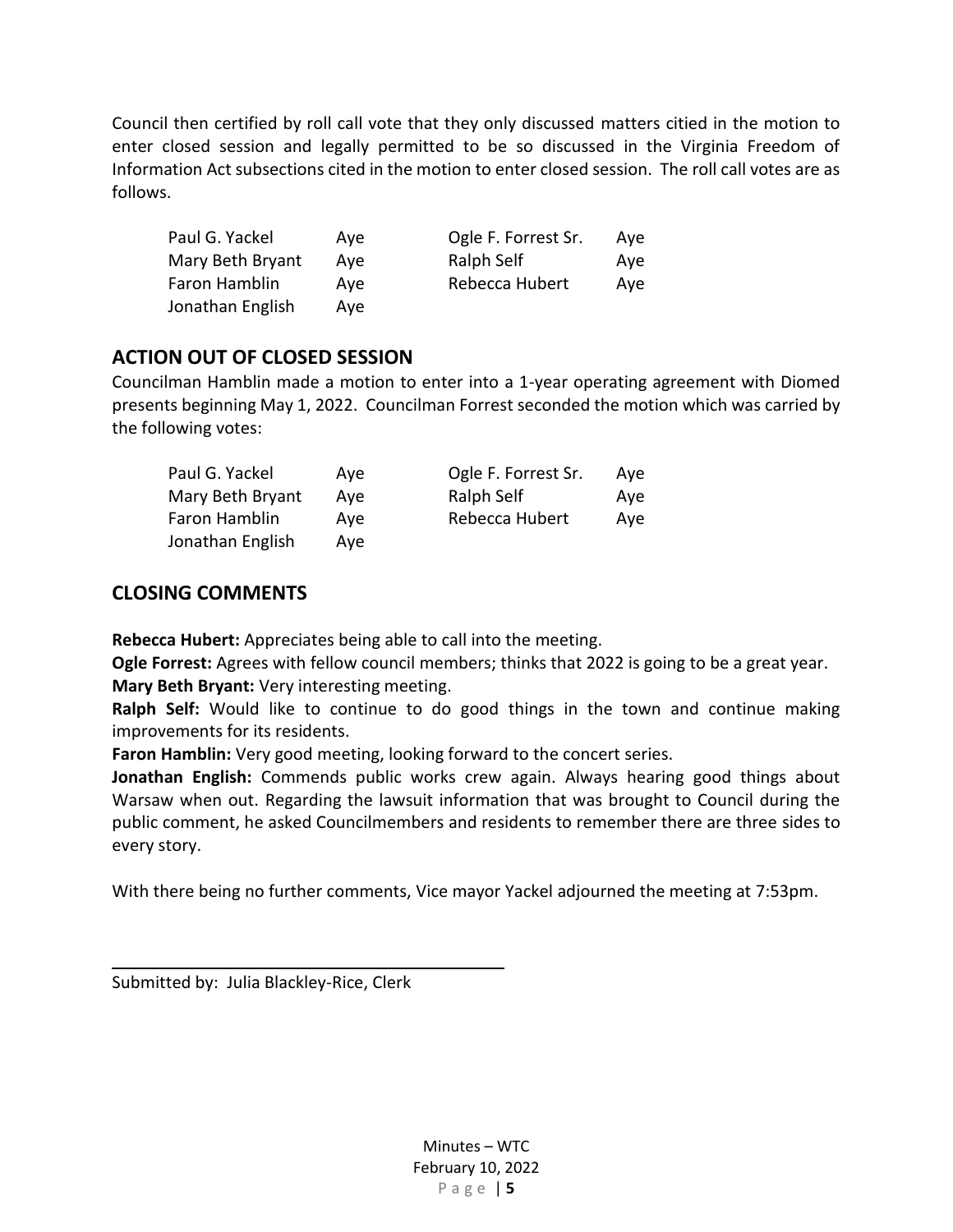Council then certified by roll call vote that they only discussed matters citied in the motion to enter closed session and legally permitted to be so discussed in the Virginia Freedom of Information Act subsections cited in the motion to enter closed session. The roll call votes are as follows.

| | | | |
|---|---|---|---|
| Paul G. Yackel | Aye | Ogle F. Forrest Sr. | Aye |
| Mary Beth Bryant | Aye | Ralph Self | Aye |
| Faron Hamblin | Aye | Rebecca Hubert | Aye |
| Jonathan English | Aye | | |

## ACTION OUT OF CLOSED SESSION

Councilman Hamblin made a motion to enter into a 1-year operating agreement with Diomed presents beginning May 1, 2022. Councilman Forrest seconded the motion which was carried by the following votes:

| | | | |
|---|---|---|---|
| Paul G. Yackel | Aye | Ogle F. Forrest Sr. | Aye |
| Mary Beth Bryant | Aye | Ralph Self | Aye |
| Faron Hamblin | Aye | Rebecca Hubert | Aye |
| Jonathan English | Aye | | |

## CLOSING COMMENTS

**Rebecca Hubert:** Appreciates being able to call into the meeting.
**Ogle Forrest:** Agrees with fellow council members; thinks that 2022 is going to be a great year.
**Mary Beth Bryant:** Very interesting meeting.
**Ralph Self:** Would like to continue to do good things in the town and continue making improvements for its residents.
**Faron Hamblin:** Very good meeting, looking forward to the concert series.
**Jonathan English:** Commends public works crew again. Always hearing good things about Warsaw when out. Regarding the lawsuit information that was brought to Council during the public comment, he asked Councilmembers and residents to remember there are three sides to every story.

With there being no further comments, Vice mayor Yackel adjourned the meeting at 7:53pm.

Submitted by: Julia Blackley-Rice, Clerk